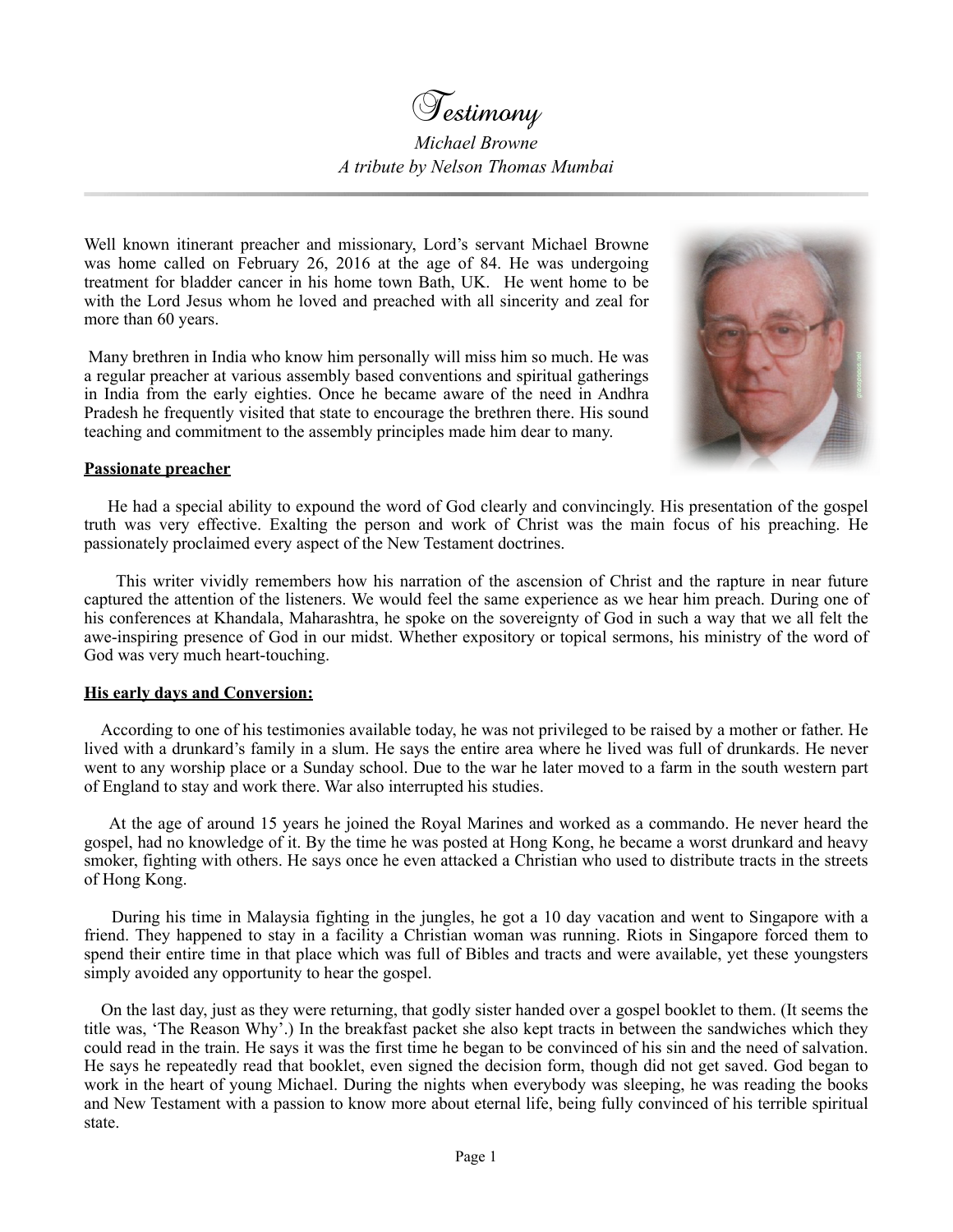# Testimony

*Michael Browne*
*A tribute by Nelson Thomas Mumbai*

Well known itinerant preacher and missionary, Lord's servant Michael Browne was home called on February 26, 2016 at the age of 84. He was undergoing treatment for bladder cancer in his home town Bath, UK. He went home to be with the Lord Jesus whom he loved and preached with all sincerity and zeal for more than 60 years.

Many brethren in India who know him personally will miss him so much. He was a regular preacher at various assembly based conventions and spiritual gatherings in India from the early eighties. Once he became aware of the need in Andhra Pradesh he frequently visited that state to encourage the brethren there. His sound teaching and commitment to the assembly principles made him dear to many.

**Passionate preacher**

He had a special ability to expound the word of God clearly and convincingly. His presentation of the gospel truth was very effective. Exalting the person and work of Christ was the main focus of his preaching. He passionately proclaimed every aspect of the New Testament doctrines.

This writer vividly remembers how his narration of the ascension of Christ and the rapture in near future captured the attention of the listeners. We would feel the same experience as we hear him preach. During one of his conferences at Khandala, Maharashtra, he spoke on the sovereignty of God in such a way that we all felt the awe-inspiring presence of God in our midst. Whether expository or topical sermons, his ministry of the word of God was very much heart-touching.

**His early days and Conversion:**

According to one of his testimonies available today, he was not privileged to be raised by a mother or father. He lived with a drunkard's family in a slum. He says the entire area where he lived was full of drunkards. He never went to any worship place or a Sunday school. Due to the war he later moved to a farm in the south western part of England to stay and work there. War also interrupted his studies.

At the age of around 15 years he joined the Royal Marines and worked as a commando. He never heard the gospel, had no knowledge of it. By the time he was posted at Hong Kong, he became a worst drunkard and heavy smoker, fighting with others. He says once he even attacked a Christian who used to distribute tracts in the streets of Hong Kong.

During his time in Malaysia fighting in the jungles, he got a 10 day vacation and went to Singapore with a friend. They happened to stay in a facility a Christian woman was running. Riots in Singapore forced them to spend their entire time in that place which was full of Bibles and tracts and were available, yet these youngsters simply avoided any opportunity to hear the gospel.

On the last day, just as they were returning, that godly sister handed over a gospel booklet to them. (It seems the title was, 'The Reason Why'.) In the breakfast packet she also kept tracts in between the sandwiches which they could read in the train. He says it was the first time he began to be convinced of his sin and the need of salvation. He says he repeatedly read that booklet, even signed the decision form, though did not get saved. God began to work in the heart of young Michael. During the nights when everybody was sleeping, he was reading the books and New Testament with a passion to know more about eternal life, being fully convinced of his terrible spiritual state.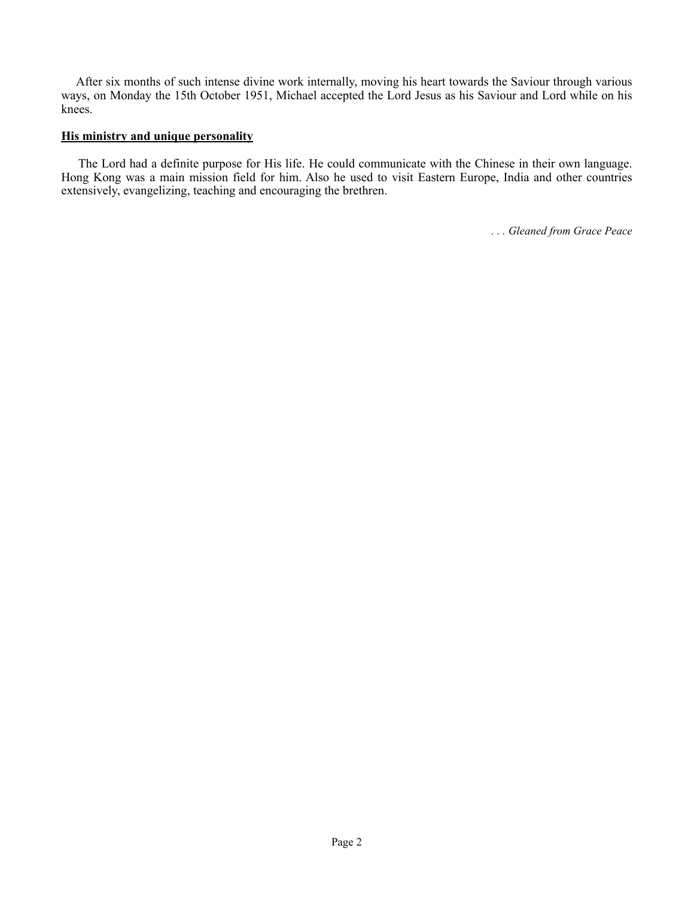After six months of such intense divine work internally, moving his heart towards the Saviour through various ways, on Monday the 15th October 1951, Michael accepted the Lord Jesus as his Saviour and Lord while on his knees.

**<u>His ministry and unique personality</u>**

The Lord had a definite purpose for His life. He could communicate with the Chinese in their own language. Hong Kong was a main mission field for him. Also he used to visit Eastern Europe, India and other countries extensively, evangelizing, teaching and encouraging the brethren.

*. . . Gleaned from Grace Peace*